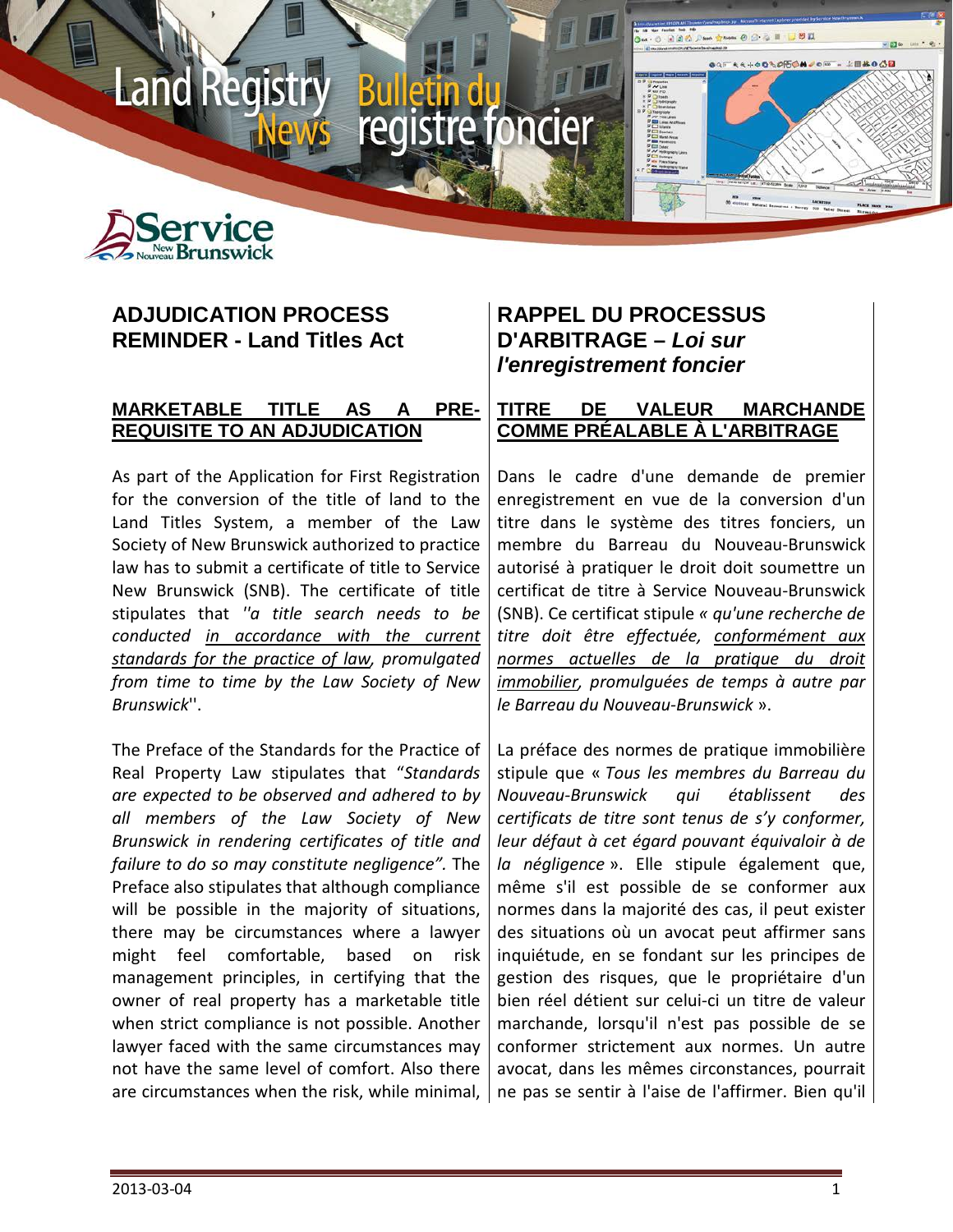# Land Registry News — Bulletin du registre foncier

Service New Brunswick / Service Nouveau-Brunswick

## ADJUDICATION PROCESS REMINDER - Land Titles Act

### MARKETABLE TITLE AS A PRE-REQUISITE TO AN ADJUDICATION

As part of the Application for First Registration for the conversion of the title of land to the Land Titles System, a member of the Law Society of New Brunswick authorized to practice law has to submit a certificate of title to Service New Brunswick (SNB). The certificate of title stipulates that ''*a title search needs to be conducted in accordance with the current standards for the practice of law, promulgated from time to time by the Law Society of New Brunswick*''.

The Preface of the Standards for the Practice of Real Property Law stipulates that "*Standards are expected to be observed and adhered to by all members of the Law Society of New Brunswick in rendering certificates of title and failure to do so may constitute negligence".* The Preface also stipulates that although compliance will be possible in the majority of situations, there may be circumstances where a lawyer might feel comfortable, based on risk management principles, in certifying that the owner of real property has a marketable title when strict compliance is not possible. Another lawyer faced with the same circumstances may not have the same level of comfort. Also there are circumstances when the risk, while minimal,

## RAPPEL DU PROCESSUS D'ARBITRAGE – *Loi sur l'enregistrement foncier*

### TITRE DE VALEUR MARCHANDE COMME PRÉALABLE À L'ARBITRAGE

Dans le cadre d'une demande de premier enregistrement en vue de la conversion d'un titre dans le système des titres fonciers, un membre du Barreau du Nouveau-Brunswick autorisé à pratiquer le droit doit soumettre un certificat de titre à Service Nouveau-Brunswick (SNB). Ce certificat stipule *« qu'une recherche de titre doit être effectuée, conformément aux normes actuelles de la pratique du droit immobilier, promulguées de temps à autre par le Barreau du Nouveau-Brunswick* ».

La préface des normes de pratique immobilière stipule que « *Tous les membres du Barreau du Nouveau-Brunswick qui établissent des certificats de titre sont tenus de s'y conformer, leur défaut à cet égard pouvant équivaloir à de la négligence* ». Elle stipule également que, même s'il est possible de se conformer aux normes dans la majorité des cas, il peut exister des situations où un avocat peut affirmer sans inquiétude, en se fondant sur les principes de gestion des risques, que le propriétaire d'un bien réel détient sur celui-ci un titre de valeur marchande, lorsqu'il n'est pas possible de se conformer strictement aux normes. Un autre avocat, dans les mêmes circonstances, pourrait ne pas se sentir à l'aise de l'affirmer. Bien qu'il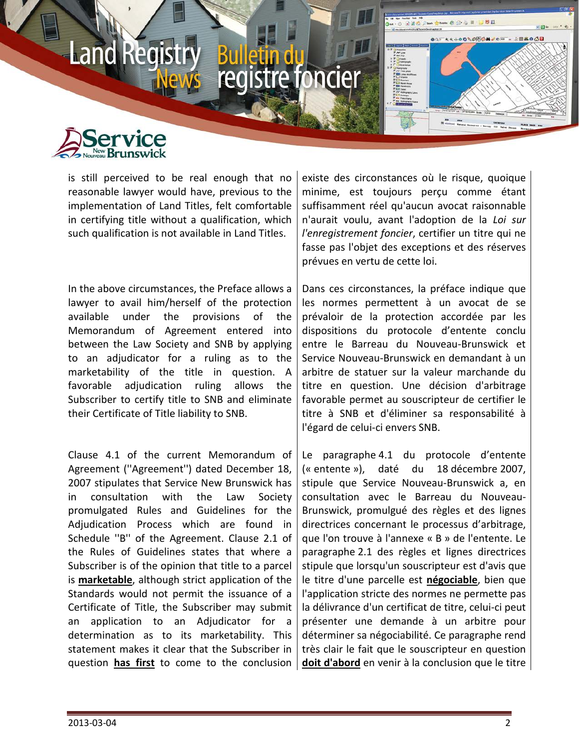is still perceived to be real enough that no reasonable lawyer would have, previous to the implementation of Land Titles, felt comfortable in certifying title without a qualification, which such qualification is not available in Land Titles.

In the above circumstances, the Preface allows a lawyer to avail him/herself of the protection available under the provisions of the Memorandum of Agreement entered into between the Law Society and SNB by applying to an adjudicator for a ruling as to the marketability of the title in question. A favorable adjudication ruling allows the Subscriber to certify title to SNB and eliminate their Certificate of Title liability to SNB.

Clause 4.1 of the current Memorandum of Agreement (''Agreement'') dated December 18, 2007 stipulates that Service New Brunswick has in consultation with the Law Society promulgated Rules and Guidelines for the Adjudication Process which are found in Schedule ''B'' of the Agreement. Clause 2.1 of the Rules of Guidelines states that where a Subscriber is of the opinion that title to a parcel is **marketable**, although strict application of the Standards would not permit the issuance of a Certificate of Title, the Subscriber may submit an application to an Adjudicator for a determination as to its marketability. This statement makes it clear that the Subscriber in question **has first** to come to the conclusion

existe des circonstances où le risque, quoique minime, est toujours perçu comme étant suffisamment réel qu'aucun avocat raisonnable n'aurait voulu, avant l'adoption de la *Loi sur l'enregistrement foncier*, certifier un titre qui ne fasse pas l'objet des exceptions et des réserves prévues en vertu de cette loi.

Dans ces circonstances, la préface indique que les normes permettent à un avocat de se prévaloir de la protection accordée par les dispositions du protocole d'entente conclu entre le Barreau du Nouveau-Brunswick et Service Nouveau-Brunswick en demandant à un arbitre de statuer sur la valeur marchande du titre en question. Une décision d'arbitrage favorable permet au souscripteur de certifier le titre à SNB et d'éliminer sa responsabilité à l'égard de celui-ci envers SNB.

Le paragraphe 4.1 du protocole d'entente (« entente »), daté du 18 décembre 2007, stipule que Service Nouveau-Brunswick a, en consultation avec le Barreau du Nouveau-Brunswick, promulgué des règles et des lignes directrices concernant le processus d'arbitrage, que l'on trouve à l'annexe « B » de l'entente. Le paragraphe 2.1 des règles et lignes directrices stipule que lorsqu'un souscripteur est d'avis que le titre d'une parcelle est **négociable**, bien que l'application stricte des normes ne permette pas la délivrance d'un certificat de titre, celui-ci peut présenter une demande à un arbitre pour déterminer sa négociabilité. Ce paragraphe rend très clair le fait que le souscripteur en question **doit d'abord** en venir à la conclusion que le titre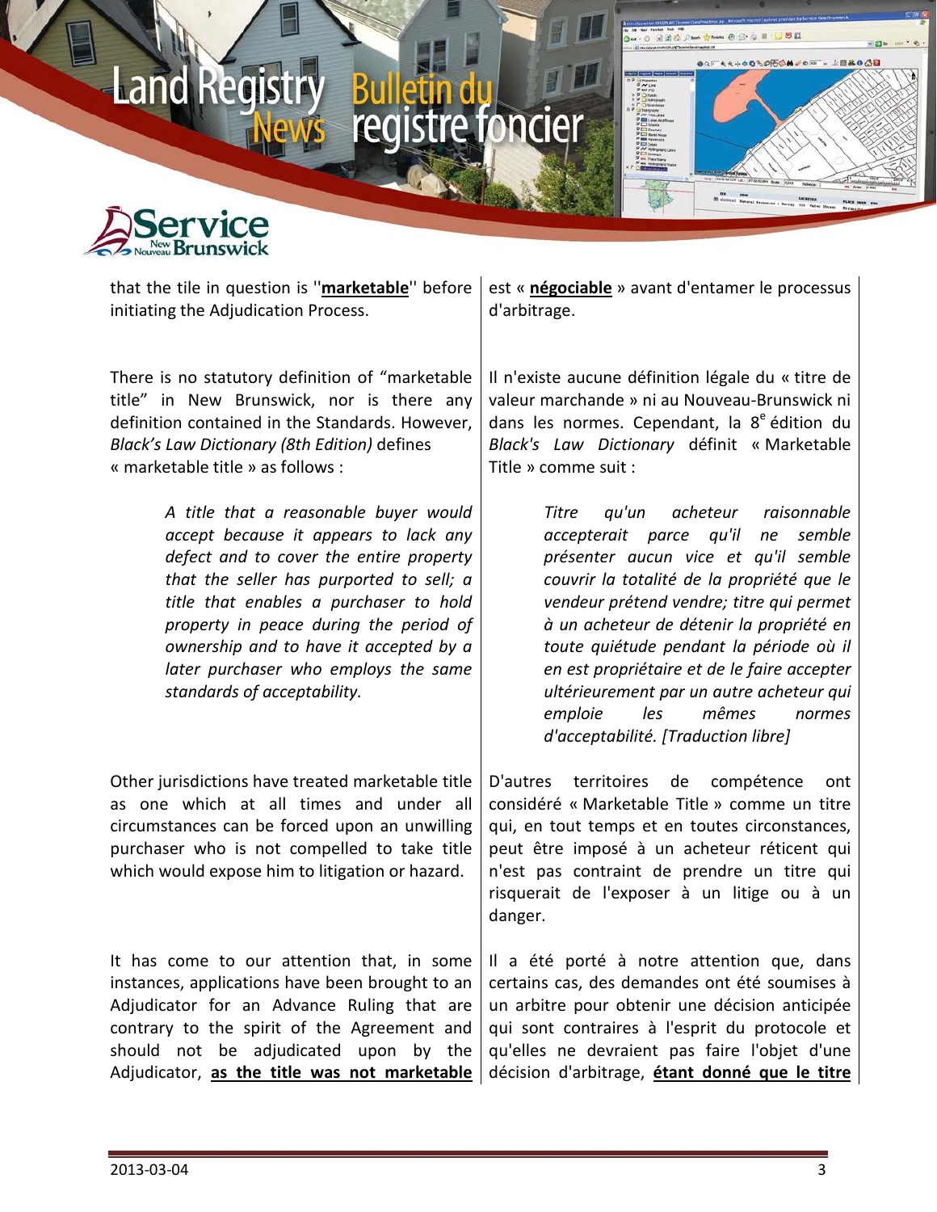that the tile in question is ''**marketable**'' before initiating the Adjudication Process.

est « **négociable** » avant d'entamer le processus d'arbitrage.

There is no statutory definition of "marketable title" in New Brunswick, nor is there any definition contained in the Standards. However, *Black's Law Dictionary (8th Edition)* defines « marketable title » as follows :

> *A title that a reasonable buyer would accept because it appears to lack any defect and to cover the entire property that the seller has purported to sell; a title that enables a purchaser to hold property in peace during the period of ownership and to have it accepted by a later purchaser who employs the same standards of acceptability.*

Il n'existe aucune définition légale du « titre de valeur marchande » ni au Nouveau-Brunswick ni dans les normes. Cependant, la 8e édition du *Black's Law Dictionary* définit « Marketable Title » comme suit :

> *Titre qu'un acheteur raisonnable accepterait parce qu'il ne semble présenter aucun vice et qu'il semble couvrir la totalité de la propriété que le vendeur prétend vendre; titre qui permet à un acheteur de détenir la propriété en toute quiétude pendant la période où il en est propriétaire et de le faire accepter ultérieurement par un autre acheteur qui emploie les mêmes normes d'acceptabilité. [Traduction libre]*

Other jurisdictions have treated marketable title as one which at all times and under all circumstances can be forced upon an unwilling purchaser who is not compelled to take title which would expose him to litigation or hazard.

D'autres territoires de compétence ont considéré « Marketable Title » comme un titre qui, en tout temps et en toutes circonstances, peut être imposé à un acheteur réticent qui n'est pas contraint de prendre un titre qui risquerait de l'exposer à un litige ou à un danger.

It has come to our attention that, in some instances, applications have been brought to an Adjudicator for an Advance Ruling that are contrary to the spirit of the Agreement and should not be adjudicated upon by the Adjudicator, **as the title was not marketable**

Il a été porté à notre attention que, dans certains cas, des demandes ont été soumises à un arbitre pour obtenir une décision anticipée qui sont contraires à l'esprit du protocole et qu'elles ne devraient pas faire l'objet d'une décision d'arbitrage, **étant donné que le titre**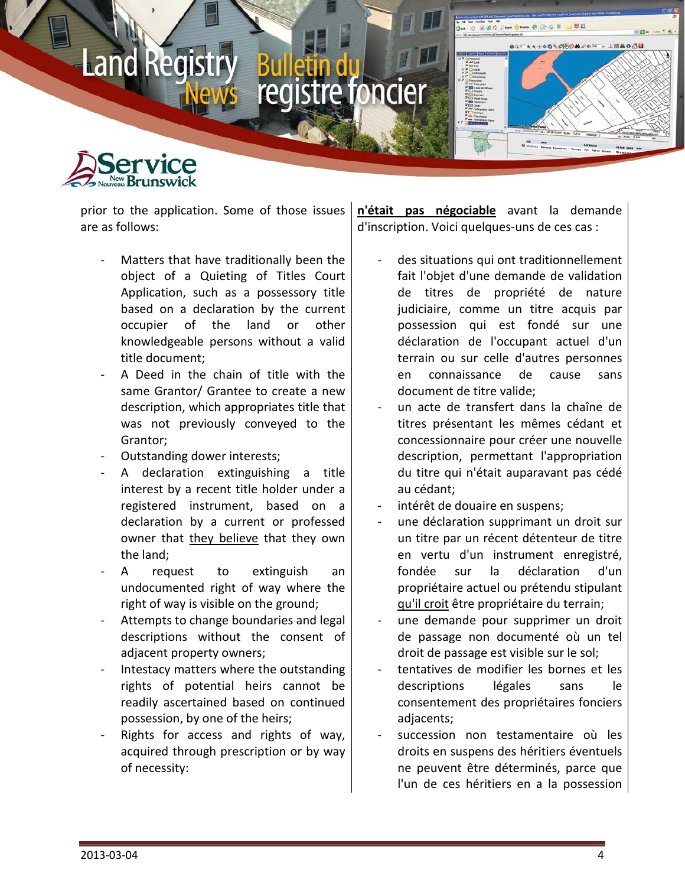prior to the application. Some of those issues are as follows:

- Matters that have traditionally been the object of a Quieting of Titles Court Application, such as a possessory title based on a declaration by the current occupier of the land or other knowledgeable persons without a valid title document;
- A Deed in the chain of title with the same Grantor/ Grantee to create a new description, which appropriates title that was not previously conveyed to the Grantor;
- Outstanding dower interests;
- A declaration extinguishing a title interest by a recent title holder under a registered instrument, based on a declaration by a current or professed owner that <u>they believe</u> that they own the land;
- A request to extinguish an undocumented right of way where the right of way is visible on the ground;
- Attempts to change boundaries and legal descriptions without the consent of adjacent property owners;
- Intestacy matters where the outstanding rights of potential heirs cannot be readily ascertained based on continued possession, by one of the heirs;
- Rights for access and rights of way, acquired through prescription or by way of necessity:

**<u>n'était pas négociable</u>** avant la demande d'inscription. Voici quelques-uns de ces cas :

- des situations qui ont traditionnellement fait l'objet d'une demande de validation de titres de propriété de nature judiciaire, comme un titre acquis par possession qui est fondé sur une déclaration de l'occupant actuel d'un terrain ou sur celle d'autres personnes en connaissance de cause sans document de titre valide;
- un acte de transfert dans la chaîne de titres présentant les mêmes cédant et concessionnaire pour créer une nouvelle description, permettant l'appropriation du titre qui n'était auparavant pas cédé au cédant;
- intérêt de douaire en suspens;
- une déclaration supprimant un droit sur un titre par un récent détenteur de titre en vertu d'un instrument enregistré, fondée sur la déclaration d'un propriétaire actuel ou prétendu stipulant <u>qu'il croit</u> être propriétaire du terrain;
- une demande pour supprimer un droit de passage non documenté où un tel droit de passage est visible sur le sol;
- tentatives de modifier les bornes et les descriptions légales sans le consentement des propriétaires fonciers adjacents;
- succession non testamentaire où les droits en suspens des héritiers éventuels ne peuvent être déterminés, parce que l'un de ces héritiers en a la possession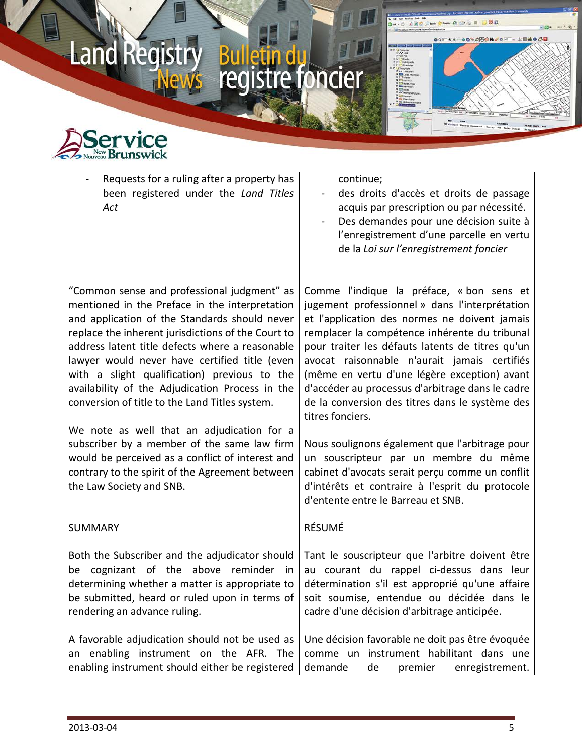- Requests for a ruling after a property has been registered under the *Land Titles Act*

continue;

- des droits d'accès et droits de passage acquis par prescription ou par nécessité.
- Des demandes pour une décision suite à l'enregistrement d'une parcelle en vertu de la *Loi sur l'enregistrement foncier*

"Common sense and professional judgment" as mentioned in the Preface in the interpretation and application of the Standards should never replace the inherent jurisdictions of the Court to address latent title defects where a reasonable lawyer would never have certified title (even with a slight qualification) previous to the availability of the Adjudication Process in the conversion of title to the Land Titles system.

Comme l'indique la préface, « bon sens et jugement professionnel » dans l'interprétation et l'application des normes ne doivent jamais remplacer la compétence inhérente du tribunal pour traiter les défauts latents de titres qu'un avocat raisonnable n'aurait jamais certifiés (même en vertu d'une légère exception) avant d'accéder au processus d'arbitrage dans le cadre de la conversion des titres dans le système des titres fonciers.

We note as well that an adjudication for a subscriber by a member of the same law firm would be perceived as a conflict of interest and contrary to the spirit of the Agreement between the Law Society and SNB.

Nous soulignons également que l'arbitrage pour un souscripteur par un membre du même cabinet d'avocats serait perçu comme un conflit d'intérêts et contraire à l'esprit du protocole d'entente entre le Barreau et SNB.

SUMMARY

Both the Subscriber and the adjudicator should be cognizant of the above reminder in determining whether a matter is appropriate to be submitted, heard or ruled upon in terms of rendering an advance ruling.

A favorable adjudication should not be used as an enabling instrument on the AFR. The enabling instrument should either be registered

RÉSUMÉ

Tant le souscripteur que l'arbitre doivent être au courant du rappel ci-dessus dans leur détermination s'il est approprié qu'une affaire soit soumise, entendue ou décidée dans le cadre d'une décision d'arbitrage anticipée.

Une décision favorable ne doit pas être évoquée comme un instrument habilitant dans une demande de premier enregistrement.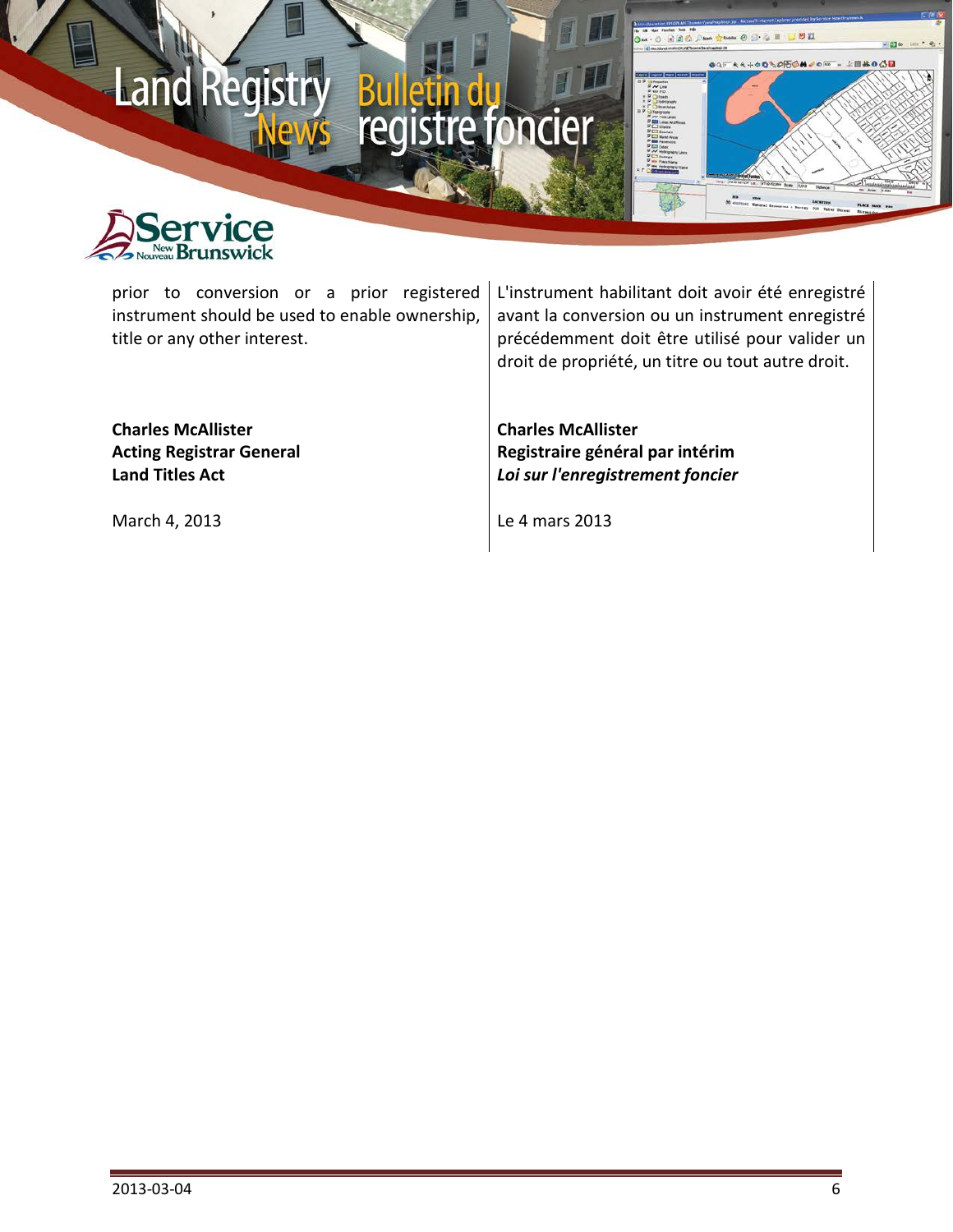prior to conversion or a prior registered instrument should be used to enable ownership, title or any other interest.

**Charles McAllister**
**Acting Registrar General**
**Land Titles Act**

March 4, 2013

L'instrument habilitant doit avoir été enregistré avant la conversion ou un instrument enregistré précédemment doit être utilisé pour valider un droit de propriété, un titre ou tout autre droit.

**Charles McAllister**
**Registraire général par intérim**
***Loi sur l'enregistrement foncier***

Le 4 mars 2013